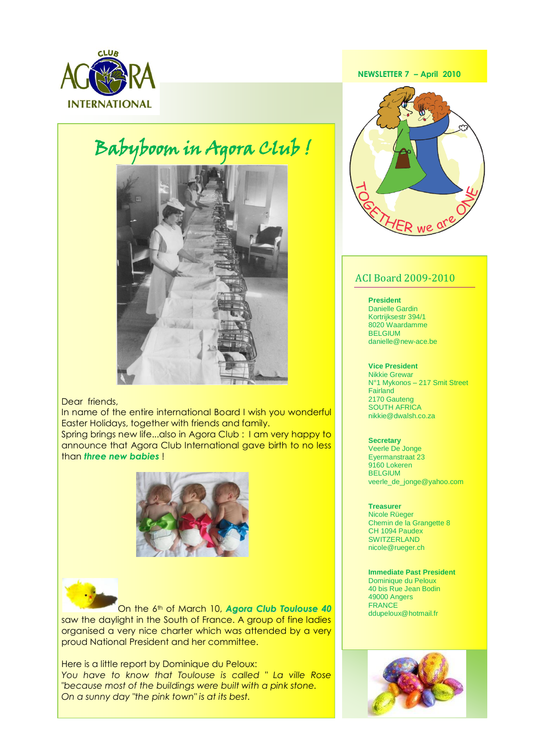# Babyboom in Agora Club !

Dear friends,

In name of the entire international Board I wish you wonderful Easter Holidays, together with friends and family.

Spring brings new life...also in Agora Club : I am very happy to announce that Agora Club International gave birth to no less than ***three new babies*** !

On the 6th of March 10, ***Agora Club Toulouse 40*** saw the daylight in the South of France. A group of fine ladies organised a very nice charter which was attended by a very proud National President and her committee.

Here is a little report by Dominique du Peloux:

*You have to know that Toulouse is called " La ville Rose "because most of the buildings were built with a pink stone. On a sunny day "the pink town" is at its best.*

**NEWSLETTER 7 – April 2010**

TOGETHER we are ONE

## ACI Board 2009-2010

**President**
Danielle Gardin
Kortrijksestr 394/1
8020 Waardamme
BELGIUM
danielle@new-ace.be

**Vice President**
Nikkie Grewar
N°1 Mykonos – 217 Smit Street
Fairland
2170 Gauteng
SOUTH AFRICA
nikkie@dwalsh.co.za

**Secretary**
Veerle De Jonge
Eyermanstraat 23
9160 Lokeren
BELGIUM
veerle_de_jonge@yahoo.com

**Treasurer**
Nicole Rüeger
Chemin de la Grangette 8
CH 1094 Paudex
SWITZERLAND
nicole@rueger.ch

**Immediate Past President**
Dominique du Peloux
40 bis Rue Jean Bodin
49000 Angers
FRANCE
ddupeloux@hotmail.fr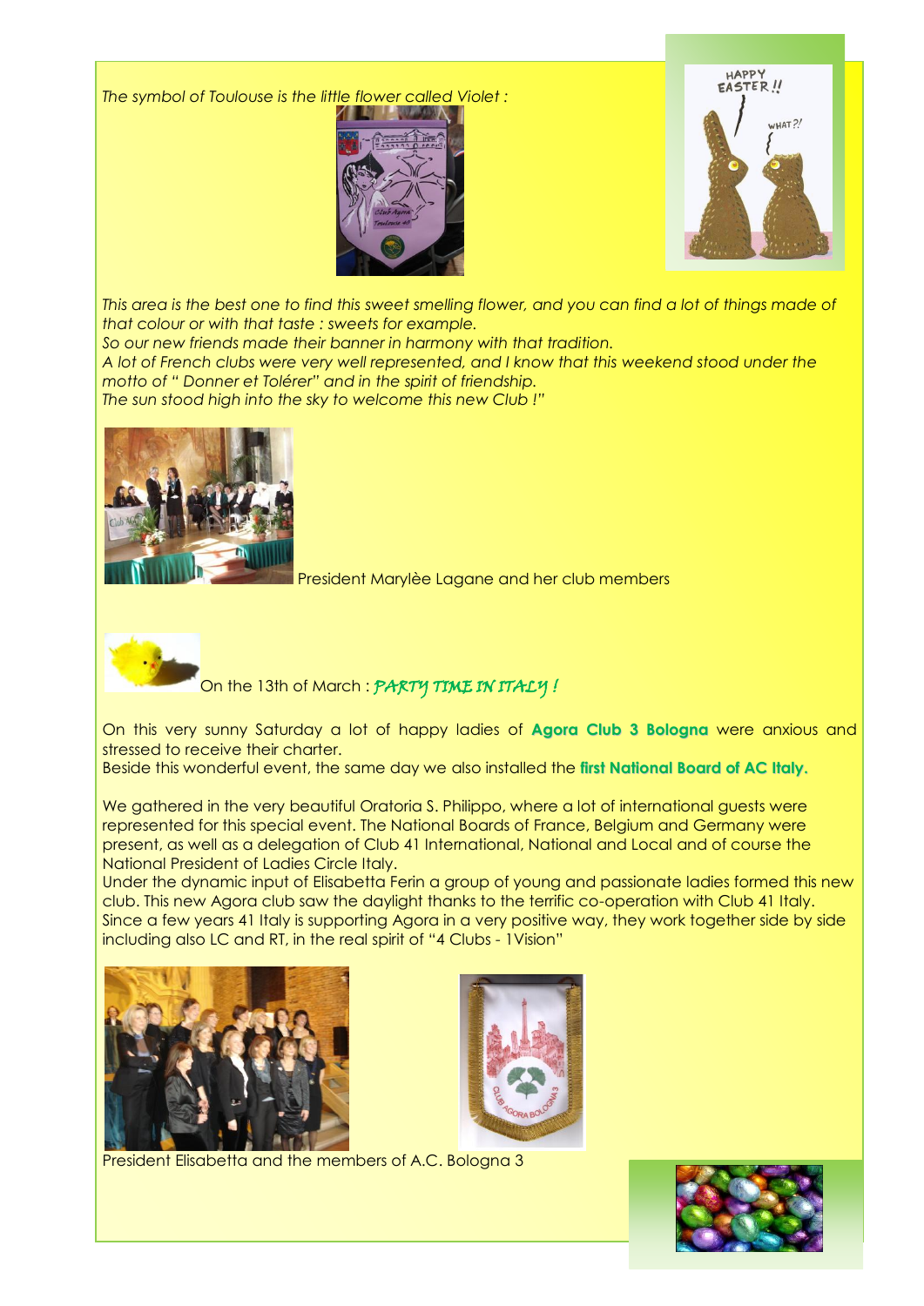*The symbol of Toulouse is the little flower called Violet :*

*This area is the best one to find this sweet smelling flower, and you can find a lot of things made of that colour or with that taste : sweets for example.*
*So our new friends made their banner in harmony with that tradition.*
*A lot of French clubs were very well represented, and I know that this weekend stood under the motto of " Donner et Tolérer" and in the spirit of friendship.*
*The sun stood high into the sky to welcome this new Club !"*

President Marylèe Lagane and her club members

On the 13th of March : *PARTY TIME IN ITALY !*

On this very sunny Saturday a lot of happy ladies of **Agora Club 3 Bologna** were anxious and stressed to receive their charter.
Beside this wonderful event, the same day we also installed the **first National Board of AC Italy.**

We gathered in the very beautiful Oratoria S. Philippo, where a lot of international guests were represented for this special event. The National Boards of France, Belgium and Germany were present, as well as a delegation of Club 41 International, National and Local and of course the National President of Ladies Circle Italy.
Under the dynamic input of Elisabetta Ferin a group of young and passionate ladies formed this new club. This new Agora club saw the daylight thanks to the terrific co-operation with Club 41 Italy. Since a few years 41 Italy is supporting Agora in a very positive way, they work together side by side including also LC and RT, in the real spirit of "4 Clubs - 1Vision"

President Elisabetta and the members of A.C. Bologna 3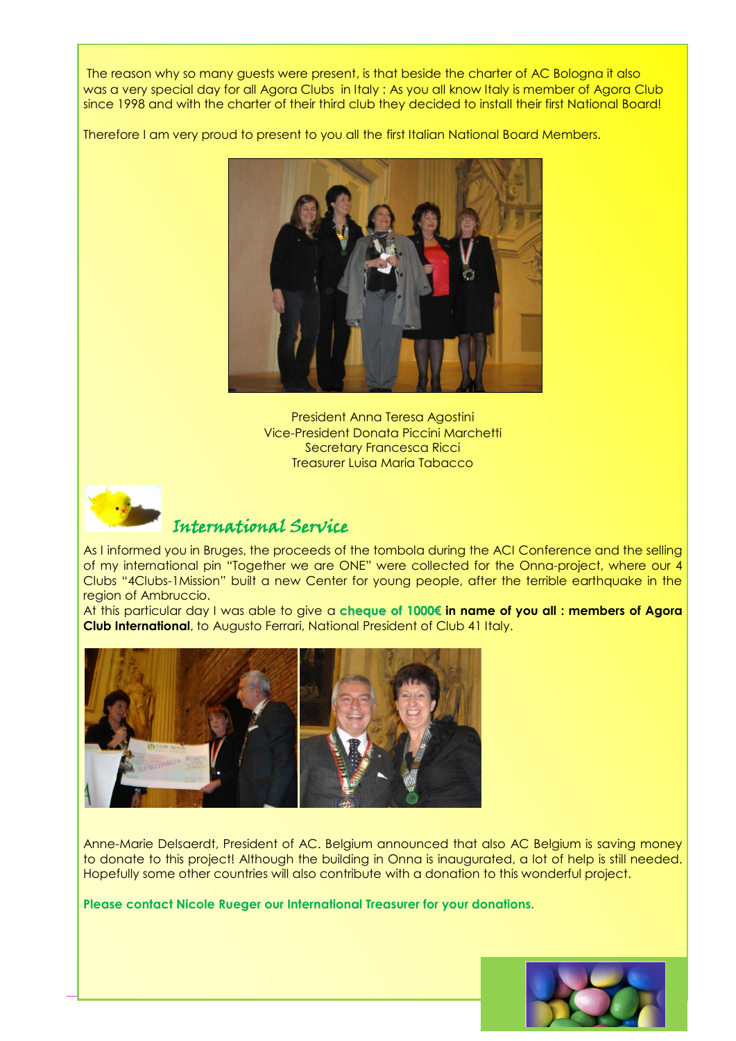The reason why so many guests were present, is that beside the charter of AC Bologna it also was a very special day for all Agora Clubs in Italy : As you all know Italy is member of Agora Club since 1998 and with the charter of their third club they decided to install their first National Board!

Therefore I am very proud to present to you all the first Italian National Board Members.

President Anna Teresa Agostini
Vice-President Donata Piccini Marchetti
Secretary Francesca Ricci
Treasurer Luisa Maria Tabacco

## *International Service*

As I informed you in Bruges, the proceeds of the tombola during the ACI Conference and the selling of my international pin "Together we are ONE" were collected for the Onna-project, where our 4 Clubs "4Clubs-1Mission" built a new Center for young people, after the terrible earthquake in the region of Ambruccio.

At this particular day I was able to give a **cheque of 1000€ in name of you all : members of Agora Club International**, to Augusto Ferrari, National President of Club 41 Italy.

Anne-Marie Delsaerdt, President of AC. Belgium announced that also AC Belgium is saving money to donate to this project! Although the building in Onna is inaugurated, a lot of help is still needed. Hopefully some other countries will also contribute with a donation to this wonderful project.

**Please contact Nicole Rueger our International Treasurer for your donations.**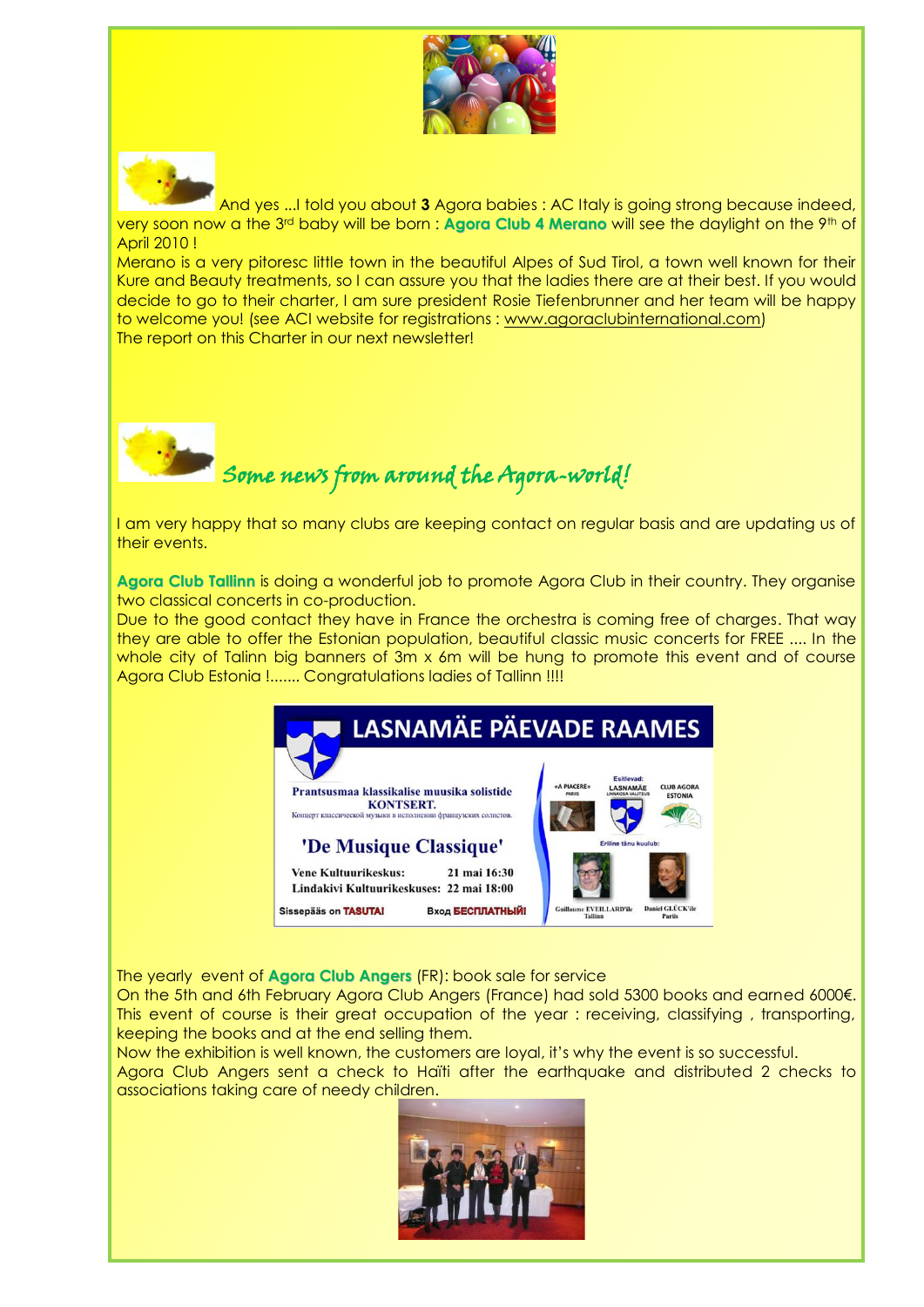And yes ...I told you about **3** Agora babies : AC Italy is going strong because indeed, very soon now a the 3rd baby will be born : **Agora Club 4 Merano** will see the daylight on the 9th of April 2010 !

Merano is a very pitoresc little town in the beautiful Alpes of Sud Tirol, a town well known for their Kure and Beauty treatments, so I can assure you that the ladies there are at their best. If you would decide to go to their charter, I am sure president Rosie Tiefenbrunner and her team will be happy to welcome you! (see ACI website for registrations : www.agoraclubinternational.com)

The report on this Charter in our next newsletter!

## *Some news from around the Agora-world!*

I am very happy that so many clubs are keeping contact on regular basis and are updating us of their events.

**Agora Club Tallinn** is doing a wonderful job to promote Agora Club in their country. They organise two classical concerts in co-production.

Due to the good contact they have in France the orchestra is coming free of charges. That way they are able to offer the Estonian population, beautiful classic music concerts for FREE .... In the whole city of Talinn big banners of 3m x 6m will be hung to promote this event and of course Agora Club Estonia !....... Congratulations ladies of Tallinn !!!!

**LASNAMÄE PÄEVADE RAAMES**

Prantsusmaa klassikalise muusika solistide KONTSERT.
Концерт классической музыки в исполнении французских солистов.

'De Musique Classique'

Vene Kultuurikeskus: 21 mai 16:30
Lindakivi Kultuurikeskuses: 22 mai 18:00

Sissepääs on TASUTA! Вход БЕСПЛАТНЫЙ!

Esitlevad: «A PIACERE» PARIS, LASNAMÄE LINNAOSA VALITSUS, CLUB AGORA ESTONIA

Eriline tänu kuulub: Guillaume EVEILLARD'ile Tallinn, Daniel GLÜCK'ile Paris

The yearly event of **Agora Club Angers** (FR): book sale for service

On the 5th and 6th February Agora Club Angers (France) had sold 5300 books and earned 6000€. This event of course is their great occupation of the year : receiving, classifying , transporting, keeping the books and at the end selling them.

Now the exhibition is well known, the customers are loyal, it's why the event is so successful.

Agora Club Angers sent a check to Haïti after the earthquake and distributed 2 checks to associations taking care of needy children.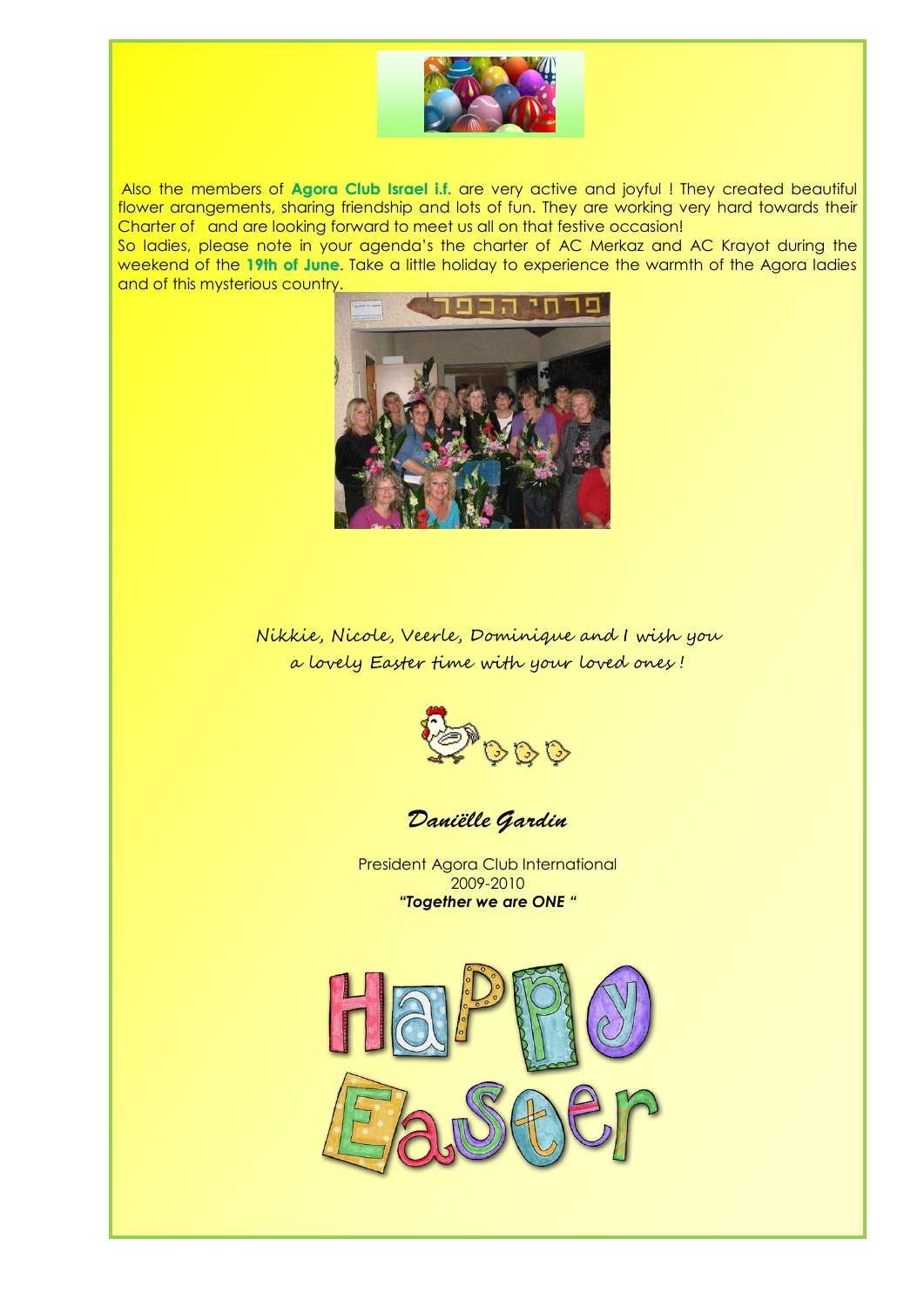Also the members of **Agora Club Israel i.f.** are very active and joyful ! They created beautiful flower arangements, sharing friendship and lots of fun. They are working very hard towards their Charter of and are looking forward to meet us all on that festive occasion!

So ladies, please note in your agenda's the charter of AC Merkaz and AC Krayot during the weekend of the **19th of June**. Take a little holiday to experience the warmth of the Agora ladies and of this mysterious country.

*Nikkie, Nicole, Veerle, Dominique and I wish you a lovely Easter time with your loved ones !*

***Daniëlle Gardin***

President Agora Club International
2009-2010
***"Together we are ONE "***

Happy Easter